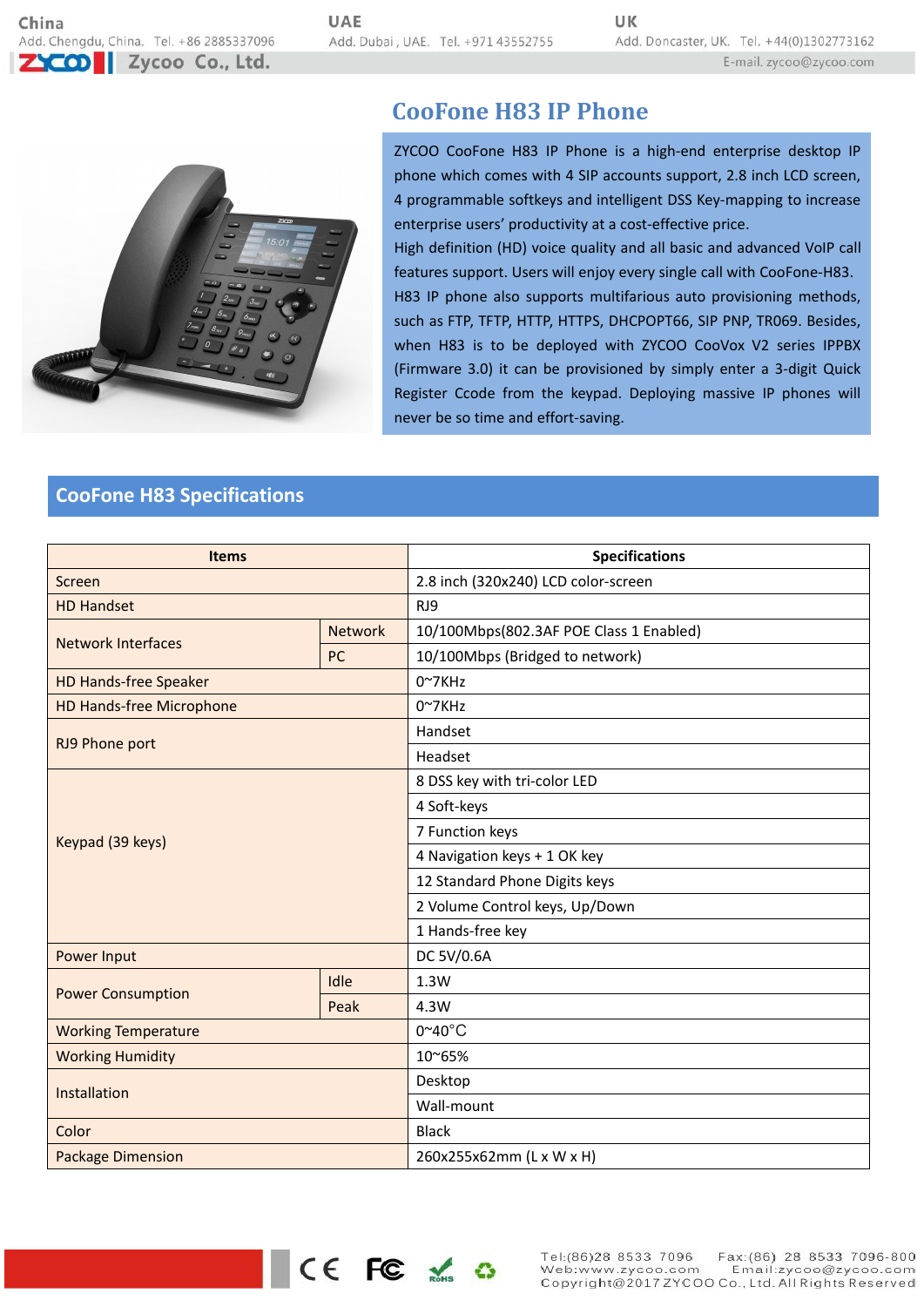China
Add. Chengdu, China. Tel. +86 2885337096

UAE
Add. Dubai, UAE. Tel. +971 43552755

UK
Add. Doncaster, UK. Tel. +44(0)1302773162

Zycoo Co., Ltd.

E-mail. zycoo@zycoo.com

# CooFone H83 IP Phone

ZYCOO CooFone H83 IP Phone is a high-end enterprise desktop IP phone which comes with 4 SIP accounts support, 2.8 inch LCD screen, 4 programmable softkeys and intelligent DSS Key-mapping to increase enterprise users' productivity at a cost-effective price.

High definition (HD) voice quality and all basic and advanced VoIP call features support. Users will enjoy every single call with CooFone-H83.

H83 IP phone also supports multifarious auto provisioning methods, such as FTP, TFTP, HTTP, HTTPS, DHCPOPT66, SIP PNP, TR069. Besides, when H83 is to be deployed with ZYCOO CooVox V2 series IPPBX (Firmware 3.0) it can be provisioned by simply enter a 3-digit Quick Register Ccode from the keypad. Deploying massive IP phones will never be so time and effort-saving.

## CooFone H83 Specifications

| Items | | Specifications |
|---|---|---|
| Screen | | 2.8 inch (320x240) LCD color-screen |
| HD Handset | | RJ9 |
| Network Interfaces | Network | 10/100Mbps(802.3AF POE Class 1 Enabled) |
| | PC | 10/100Mbps (Bridged to network) |
| HD Hands-free Speaker | | 0~7KHz |
| HD Hands-free Microphone | | 0~7KHz |
| RJ9 Phone port | | Handset |
| | | Headset |
| Keypad (39 keys) | | 8 DSS key with tri-color LED |
| | | 4 Soft-keys |
| | | 7 Function keys |
| | | 4 Navigation keys + 1 OK key |
| | | 12 Standard Phone Digits keys |
| | | 2 Volume Control keys, Up/Down |
| | | 1 Hands-free key |
| Power Input | | DC 5V/0.6A |
| Power Consumption | Idle | 1.3W |
| | Peak | 4.3W |
| Working Temperature | | 0~40°C |
| Working Humidity | | 10~65% |
| Installation | | Desktop |
| | | Wall-mount |
| Color | | Black |
| Package Dimension | | 260x255x62mm (L x W x H) |

Tel:(86)28 8533 7096 Fax:(86) 28 8533 7096-800
Web:www.zycoo.com Email:zycoo@zycoo.com
Copyright@2017 ZYCOO Co., Ltd. All Rights Reserved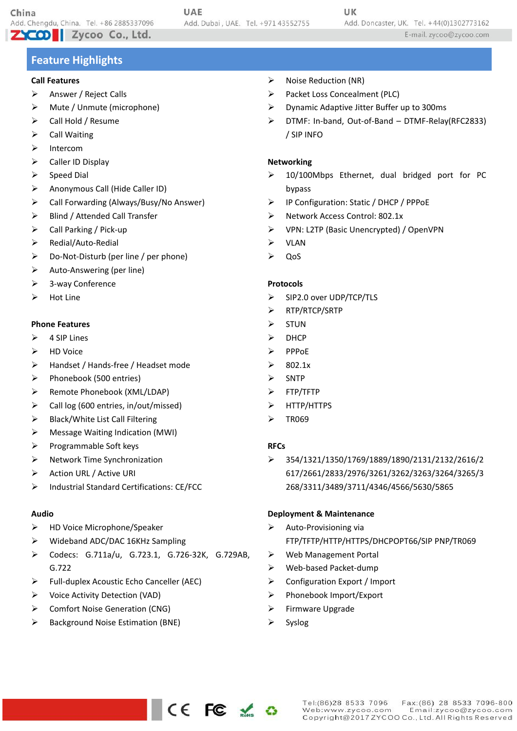## Feature Highlights

### Call Features

- Answer / Reject Calls
- Mute / Unmute (microphone)
- Call Hold / Resume
- Call Waiting
- Intercom
- Caller ID Display
- Speed Dial
- Anonymous Call (Hide Caller ID)
- Call Forwarding (Always/Busy/No Answer)
- Blind / Attended Call Transfer
- Call Parking / Pick-up
- Redial/Auto-Redial
- Do-Not-Disturb (per line / per phone)
- Auto-Answering (per line)
- 3-way Conference
- Hot Line

### Phone Features

- 4 SIP Lines
- HD Voice
- Handset / Hands-free / Headset mode
- Phonebook (500 entries)
- Remote Phonebook (XML/LDAP)
- Call log (600 entries, in/out/missed)
- Black/White List Call Filtering
- Message Waiting Indication (MWI)
- Programmable Soft keys
- Network Time Synchronization
- Action URL / Active URI
- Industrial Standard Certifications: CE/FCC

### Audio

- HD Voice Microphone/Speaker
- Wideband ADC/DAC 16KHz Sampling
- Codecs: G.711a/u, G.723.1, G.726-32K, G.729AB, G.722
- Full-duplex Acoustic Echo Canceller (AEC)
- Voice Activity Detection (VAD)
- Comfort Noise Generation (CNG)
- Background Noise Estimation (BNE)
- Noise Reduction (NR)
- Packet Loss Concealment (PLC)
- Dynamic Adaptive Jitter Buffer up to 300ms
- DTMF: In-band, Out-of-Band – DTMF-Relay(RFC2833) / SIP INFO

### Networking

- 10/100Mbps Ethernet, dual bridged port for PC bypass
- IP Configuration: Static / DHCP / PPPoE
- Network Access Control: 802.1x
- VPN: L2TP (Basic Unencrypted) / OpenVPN
- VLAN
- QoS

### Protocols

- SIP2.0 over UDP/TCP/TLS
- RTP/RTCP/SRTP
- STUN
- DHCP
- PPPoE
- 802.1x
- SNTP
- FTP/TFTP
- HTTP/HTTPS
- TR069

### RFCs

- 354/1321/1350/1769/1889/1890/2131/2132/2616/2617/2661/2833/2976/3261/3262/3263/3264/3265/3268/3311/3489/3711/4346/4566/5630/5865

### Deployment & Maintenance

- Auto-Provisioning via FTP/TFTP/HTTP/HTTPS/DHCPOPT66/SIP PNP/TR069
- Web Management Portal
- Web-based Packet-dump
- Configuration Export / Import
- Phonebook Import/Export
- Firmware Upgrade
- Syslog